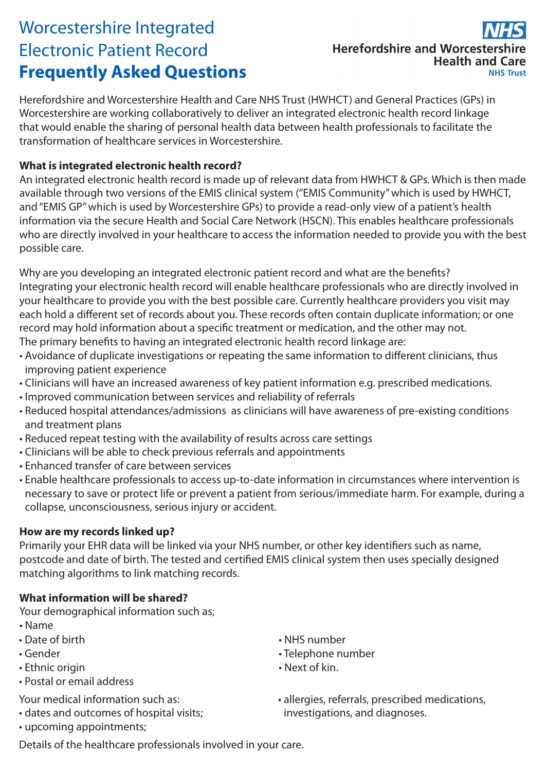# Worcestershire Integrated Electronic Patient Record **Frequently Asked Questions**

**NHS**
**Herefordshire and Worcestershire Health and Care**
**NHS Trust**

Herefordshire and Worcestershire Health and Care NHS Trust (HWHCT) and General Practices (GPs) in Worcestershire are working collaboratively to deliver an integrated electronic health record linkage that would enable the sharing of personal health data between health professionals to facilitate the transformation of healthcare services in Worcestershire.

**What is integrated electronic health record?**

An integrated electronic health record is made up of relevant data from HWHCT & GPs. Which is then made available through two versions of the EMIS clinical system ("EMIS Community" which is used by HWHCT, and "EMIS GP" which is used by Worcestershire GPs) to provide a read-only view of a patient's health information via the secure Health and Social Care Network (HSCN). This enables healthcare professionals who are directly involved in your healthcare to access the information needed to provide you with the best possible care.

Why are you developing an integrated electronic patient record and what are the benefits?

Integrating your electronic health record will enable healthcare professionals who are directly involved in your healthcare to provide you with the best possible care. Currently healthcare providers you visit may each hold a different set of records about you. These records often contain duplicate information; or one record may hold information about a specific treatment or medication, and the other may not.

The primary benefits to having an integrated electronic health record linkage are:

- Avoidance of duplicate investigations or repeating the same information to different clinicians, thus improving patient experience
- Clinicians will have an increased awareness of key patient information e.g. prescribed medications.
- Improved communication between services and reliability of referrals
- Reduced hospital attendances/admissions as clinicians will have awareness of pre-existing conditions and treatment plans
- Reduced repeat testing with the availability of results across care settings
- Clinicians will be able to check previous referrals and appointments
- Enhanced transfer of care between services
- Enable healthcare professionals to access up-to-date information in circumstances where intervention is necessary to save or protect life or prevent a patient from serious/immediate harm. For example, during a collapse, unconsciousness, serious injury or accident.

**How are my records linked up?**

Primarily your EHR data will be linked via your NHS number, or other key identifiers such as name, postcode and date of birth. The tested and certified EMIS clinical system then uses specially designed matching algorithms to link matching records.

**What information will be shared?**

Your demographical information such as;

- Name
- Date of birth
- Gender
- Ethnic origin
- Postal or email address
- NHS number
- Telephone number
- Next of kin.

Your medical information such as:

- dates and outcomes of hospital visits;
- upcoming appointments;
- allergies, referrals, prescribed medications, investigations, and diagnoses.

Details of the healthcare professionals involved in your care.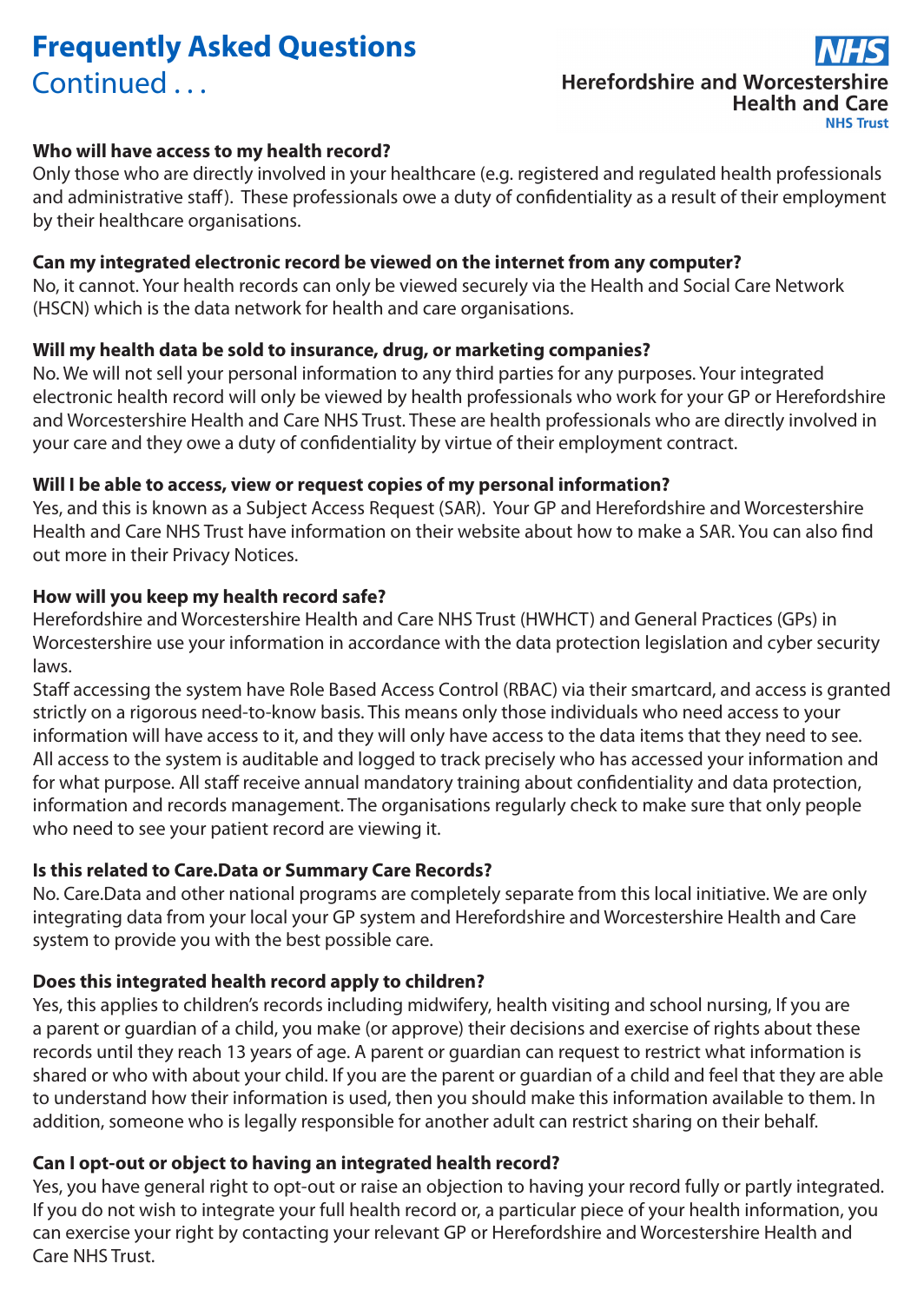# Frequently Asked Questions

## Continued . . .

**Who will have access to my health record?**

Only those who are directly involved in your healthcare (e.g. registered and regulated health professionals and administrative staff). These professionals owe a duty of confidentiality as a result of their employment by their healthcare organisations.

**Can my integrated electronic record be viewed on the internet from any computer?**

No, it cannot. Your health records can only be viewed securely via the Health and Social Care Network (HSCN) which is the data network for health and care organisations.

**Will my health data be sold to insurance, drug, or marketing companies?**

No. We will not sell your personal information to any third parties for any purposes. Your integrated electronic health record will only be viewed by health professionals who work for your GP or Herefordshire and Worcestershire Health and Care NHS Trust. These are health professionals who are directly involved in your care and they owe a duty of confidentiality by virtue of their employment contract.

**Will I be able to access, view or request copies of my personal information?**

Yes, and this is known as a Subject Access Request (SAR). Your GP and Herefordshire and Worcestershire Health and Care NHS Trust have information on their website about how to make a SAR. You can also find out more in their Privacy Notices.

**How will you keep my health record safe?**

Herefordshire and Worcestershire Health and Care NHS Trust (HWHCT) and General Practices (GPs) in Worcestershire use your information in accordance with the data protection legislation and cyber security laws.

Staff accessing the system have Role Based Access Control (RBAC) via their smartcard, and access is granted strictly on a rigorous need-to-know basis. This means only those individuals who need access to your information will have access to it, and they will only have access to the data items that they need to see. All access to the system is auditable and logged to track precisely who has accessed your information and for what purpose. All staff receive annual mandatory training about confidentiality and data protection, information and records management. The organisations regularly check to make sure that only people who need to see your patient record are viewing it.

**Is this related to Care.Data or Summary Care Records?**

No. Care.Data and other national programs are completely separate from this local initiative. We are only integrating data from your local your GP system and Herefordshire and Worcestershire Health and Care system to provide you with the best possible care.

**Does this integrated health record apply to children?**

Yes, this applies to children's records including midwifery, health visiting and school nursing, If you are a parent or guardian of a child, you make (or approve) their decisions and exercise of rights about these records until they reach 13 years of age. A parent or guardian can request to restrict what information is shared or who with about your child. If you are the parent or guardian of a child and feel that they are able to understand how their information is used, then you should make this information available to them. In addition, someone who is legally responsible for another adult can restrict sharing on their behalf.

**Can I opt-out or object to having an integrated health record?**

Yes, you have general right to opt-out or raise an objection to having your record fully or partly integrated. If you do not wish to integrate your full health record or, a particular piece of your health information, you can exercise your right by contacting your relevant GP or Herefordshire and Worcestershire Health and Care NHS Trust.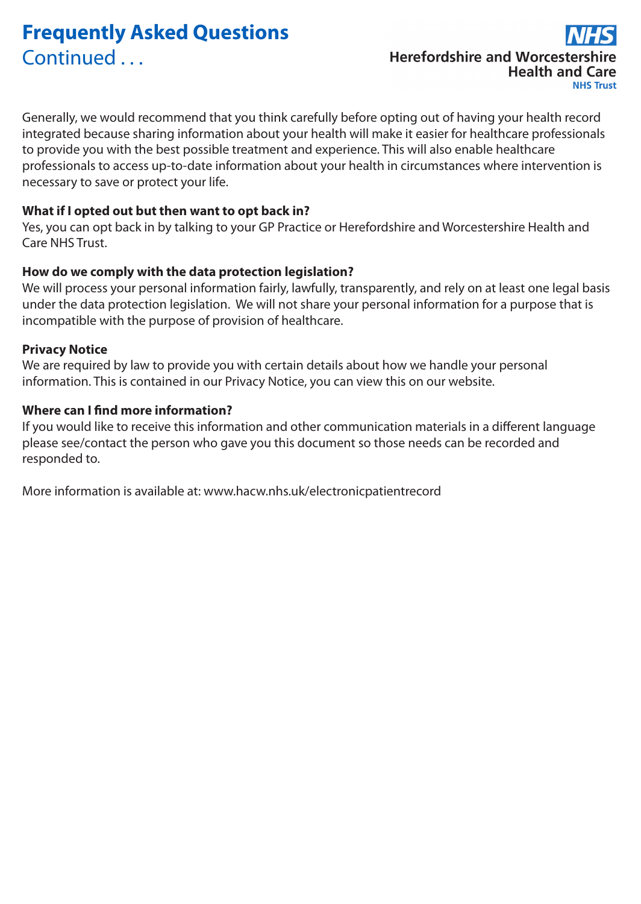# Frequently Asked Questions
## Continued . . .

Generally, we would recommend that you think carefully before opting out of having your health record integrated because sharing information about your health will make it easier for healthcare professionals to provide you with the best possible treatment and experience. This will also enable healthcare professionals to access up-to-date information about your health in circumstances where intervention is necessary to save or protect your life.

**What if I opted out but then want to opt back in?**
Yes, you can opt back in by talking to your GP Practice or Herefordshire and Worcestershire Health and Care NHS Trust.

**How do we comply with the data protection legislation?**
We will process your personal information fairly, lawfully, transparently, and rely on at least one legal basis under the data protection legislation. We will not share your personal information for a purpose that is incompatible with the purpose of provision of healthcare.

**Privacy Notice**
We are required by law to provide you with certain details about how we handle your personal information. This is contained in our Privacy Notice, you can view this on our website.

**Where can I find more information?**
If you would like to receive this information and other communication materials in a different language please see/contact the person who gave you this document so those needs can be recorded and responded to.

More information is available at: www.hacw.nhs.uk/electronicpatientrecord